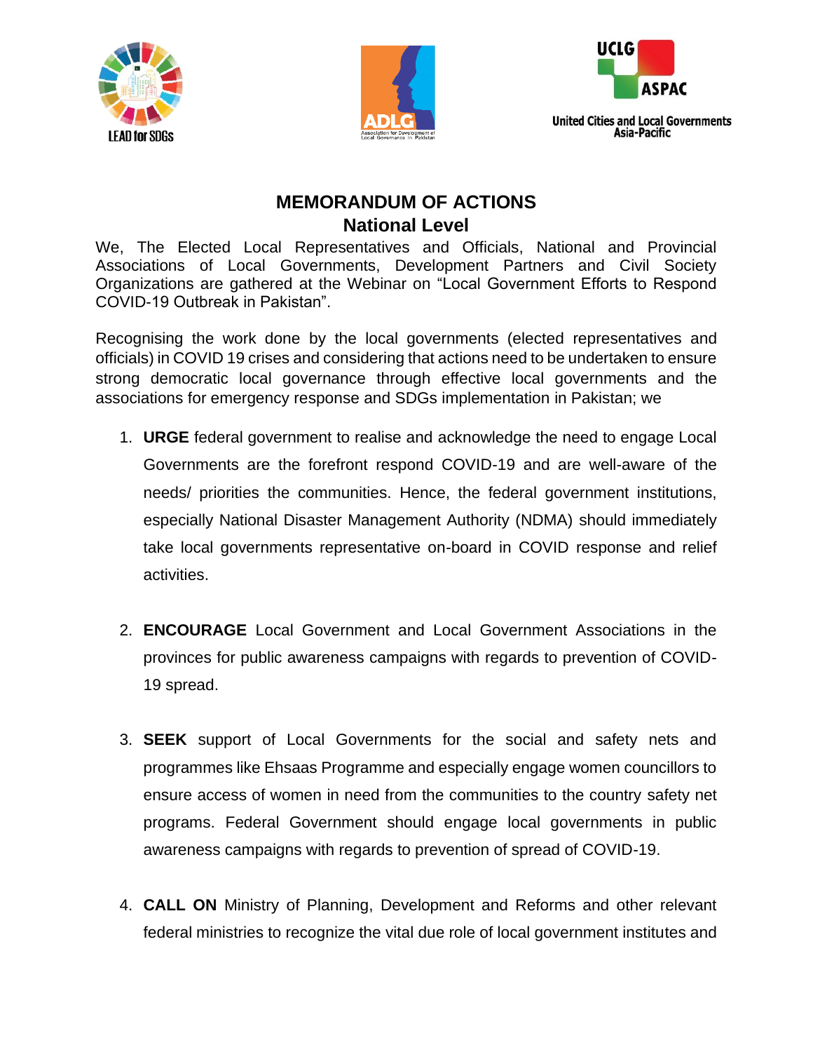LEAD for SDGs

ADLG Association for Development of Local Governance in Pakistan

UCLG ASPAC United Cities and Local Governments Asia-Pacific

# MEMORANDUM OF ACTIONS
## National Level

We, The Elected Local Representatives and Officials, National and Provincial Associations of Local Governments, Development Partners and Civil Society Organizations are gathered at the Webinar on "Local Government Efforts to Respond COVID-19 Outbreak in Pakistan".

Recognising the work done by the local governments (elected representatives and officials) in COVID 19 crises and considering that actions need to be undertaken to ensure strong democratic local governance through effective local governments and the associations for emergency response and SDGs implementation in Pakistan; we

1. **URGE** federal government to realise and acknowledge the need to engage Local Governments are the forefront respond COVID-19 and are well-aware of the needs/ priorities the communities. Hence, the federal government institutions, especially National Disaster Management Authority (NDMA) should immediately take local governments representative on-board in COVID response and relief activities.

2. **ENCOURAGE** Local Government and Local Government Associations in the provinces for public awareness campaigns with regards to prevention of COVID-19 spread.

3. **SEEK** support of Local Governments for the social and safety nets and programmes like Ehsaas Programme and especially engage women councillors to ensure access of women in need from the communities to the country safety net programs. Federal Government should engage local governments in public awareness campaigns with regards to prevention of spread of COVID-19.

4. **CALL ON** Ministry of Planning, Development and Reforms and other relevant federal ministries to recognize the vital due role of local government institutes and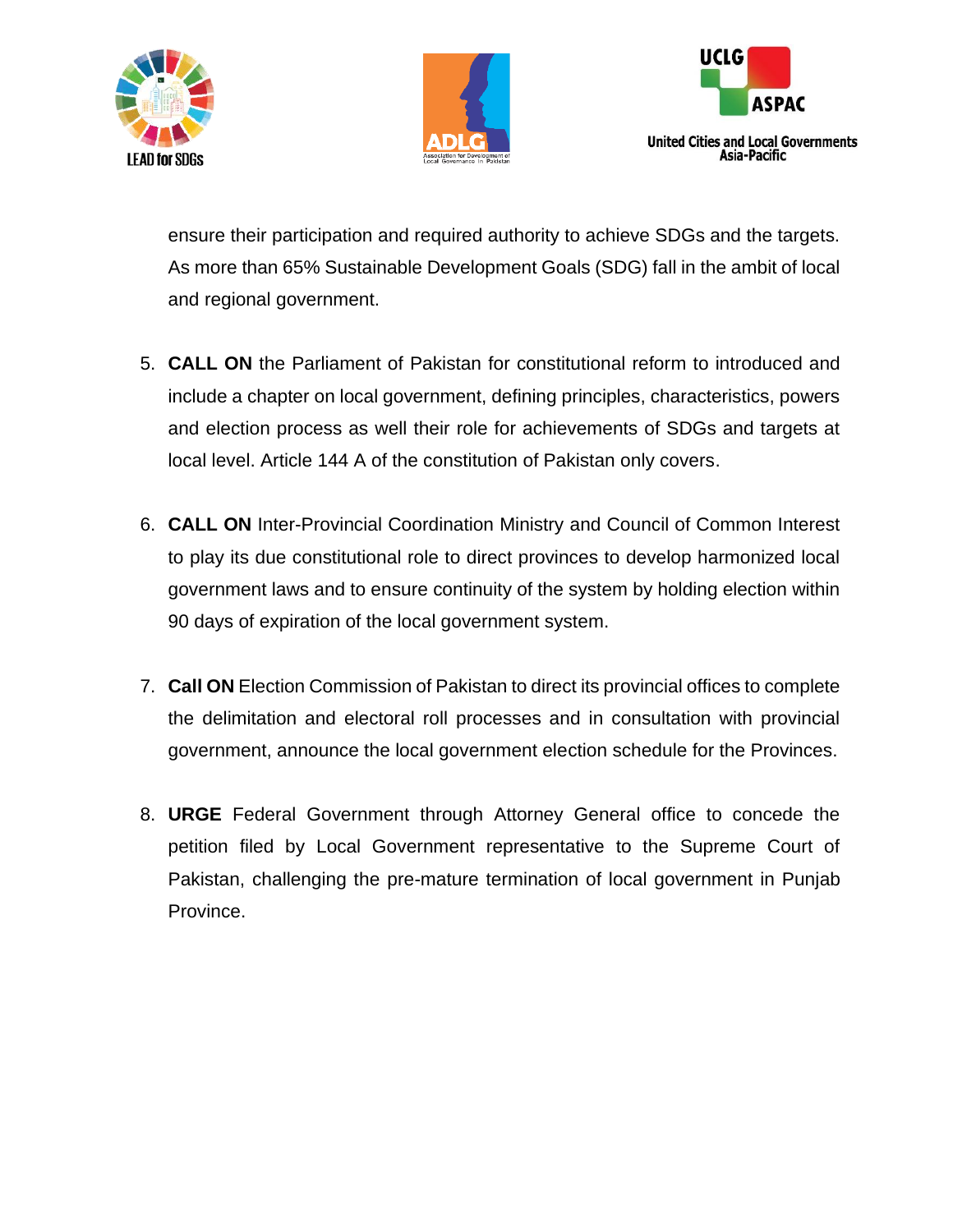ensure their participation and required authority to achieve SDGs and the targets. As more than 65% Sustainable Development Goals (SDG) fall in the ambit of local and regional government.

5. **CALL ON** the Parliament of Pakistan for constitutional reform to introduced and include a chapter on local government, defining principles, characteristics, powers and election process as well their role for achievements of SDGs and targets at local level. Article 144 A of the constitution of Pakistan only covers.

6. **CALL ON** Inter-Provincial Coordination Ministry and Council of Common Interest to play its due constitutional role to direct provinces to develop harmonized local government laws and to ensure continuity of the system by holding election within 90 days of expiration of the local government system.

7. **Call ON** Election Commission of Pakistan to direct its provincial offices to complete the delimitation and electoral roll processes and in consultation with provincial government, announce the local government election schedule for the Provinces.

8. **URGE** Federal Government through Attorney General office to concede the petition filed by Local Government representative to the Supreme Court of Pakistan, challenging the pre-mature termination of local government in Punjab Province.